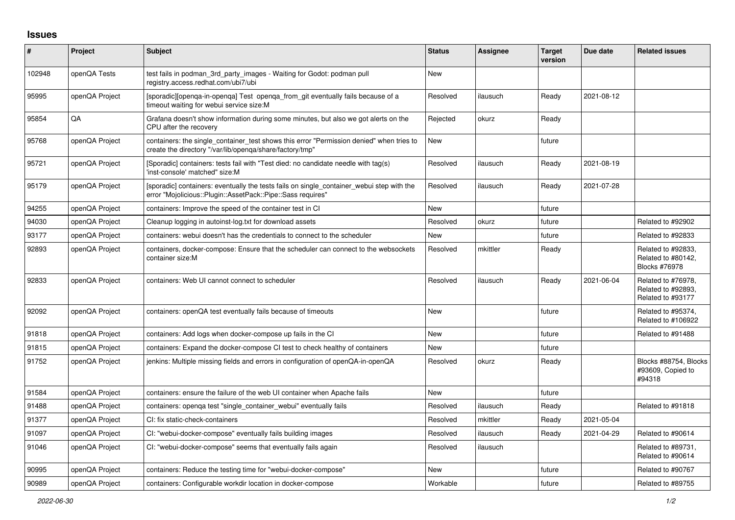## Issues

| # | Project | Subject | Status | Assignee | Target version | Due date | Related issues |
|---|---|---|---|---|---|---|---|
| 102948 | openQA Tests | test fails in podman_3rd_party_images - Waiting for Godot: podman pull registry.access.redhat.com/ubi7/ubi | New | | | | |
| 95995 | openQA Project | [sporadic][openqa-in-openqa] Test openqa_from_git eventually fails because of a timeout waiting for webui service size:M | Resolved | ilausuch | Ready | 2021-08-12 | |
| 95854 | QA | Grafana doesn't show information during some minutes, but also we got alerts on the CPU after the recovery | Rejected | okurz | Ready | | |
| 95768 | openQA Project | containers: the single_container_test shows this error "Permission denied" when tries to create the directory "/var/lib/openqa/share/factory/tmp" | New | | future | | |
| 95721 | openQA Project | [Sporadic] containers: tests fail with "Test died: no candidate needle with tag(s) 'inst-console' matched" size:M | Resolved | ilausuch | Ready | 2021-08-19 | |
| 95179 | openQA Project | [sporadic] containers: eventually the tests fails on single_container_webui step with the error "Mojolicious::Plugin::AssetPack::Pipe::Sass requires" | Resolved | ilausuch | Ready | 2021-07-28 | |
| 94255 | openQA Project | containers: Improve the speed of the container test in CI | New | | future | | |
| 94030 | openQA Project | Cleanup logging in autoinst-log.txt for download assets | Resolved | okurz | future | | Related to #92902 |
| 93177 | openQA Project | containers: webui doesn't has the credentials to connect to the scheduler | New | | future | | Related to #92833 |
| 92893 | openQA Project | containers, docker-compose: Ensure that the scheduler can connect to the websockets container size:M | Resolved | mkittler | Ready | | Related to #92833, Related to #80142, Blocks #76978 |
| 92833 | openQA Project | containers: Web UI cannot connect to scheduler | Resolved | ilausuch | Ready | 2021-06-04 | Related to #76978, Related to #92893, Related to #93177 |
| 92092 | openQA Project | containers: openQA test eventually fails because of timeouts | New | | future | | Related to #95374, Related to #106922 |
| 91818 | openQA Project | containers: Add logs when docker-compose up fails in the CI | New | | future | | Related to #91488 |
| 91815 | openQA Project | containers: Expand the docker-compose CI test to check healthy of containers | New | | future | | |
| 91752 | openQA Project | jenkins: Multiple missing fields and errors in configuration of openQA-in-openQA | Resolved | okurz | Ready | | Blocks #88754, Blocks #93609, Copied to #94318 |
| 91584 | openQA Project | containers: ensure the failure of the web UI container when Apache fails | New | | future | | |
| 91488 | openQA Project | containers: openqa test "single_container_webui" eventually fails | Resolved | ilausuch | Ready | | Related to #91818 |
| 91377 | openQA Project | CI: fix static-check-containers | Resolved | mkittler | Ready | 2021-05-04 | |
| 91097 | openQA Project | CI: "webui-docker-compose" eventually fails building images | Resolved | ilausuch | Ready | 2021-04-29 | Related to #90614 |
| 91046 | openQA Project | CI: "webui-docker-compose" seems that eventually fails again | Resolved | ilausuch | | | Related to #89731, Related to #90614 |
| 90995 | openQA Project | containers: Reduce the testing time for "webui-docker-compose" | New | | future | | Related to #90767 |
| 90989 | openQA Project | containers: Configurable workdir location in docker-compose | Workable | | future | | Related to #89755 |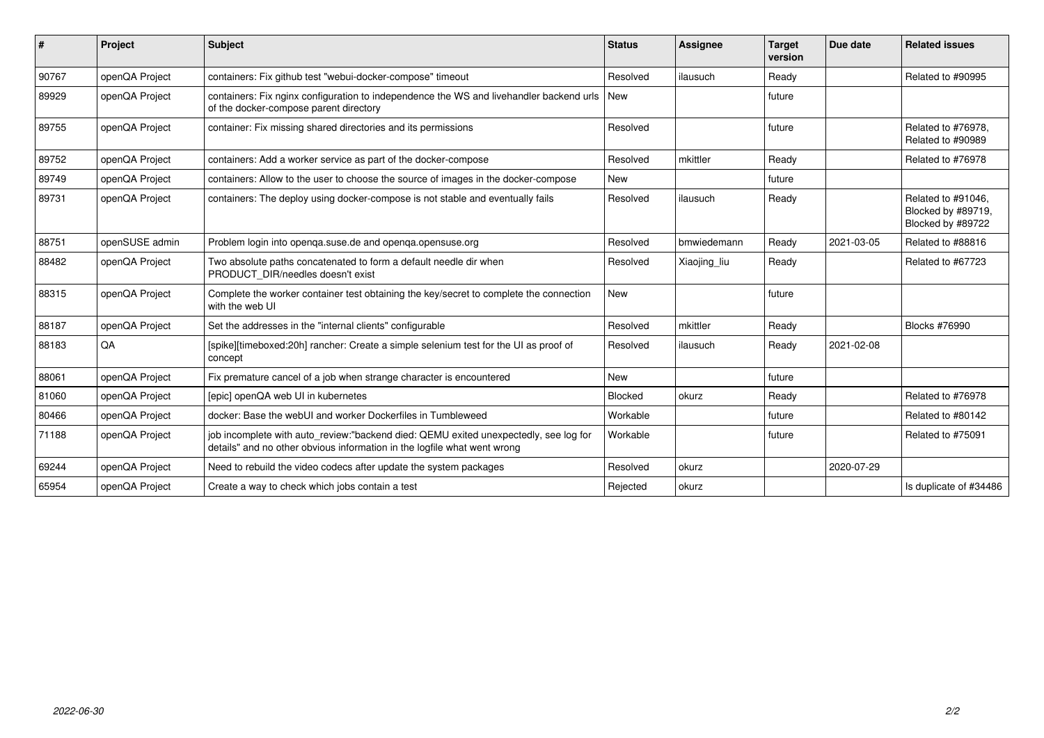| # | Project | Subject | Status | Assignee | Target version | Due date | Related issues |
| --- | --- | --- | --- | --- | --- | --- | --- |
| 90767 | openQA Project | containers: Fix github test "webui-docker-compose" timeout | Resolved | ilausuch | Ready | | Related to #90995 |
| 89929 | openQA Project | containers: Fix nginx configuration to independence the WS and livehandler backend urls of the docker-compose parent directory | New | | future | | |
| 89755 | openQA Project | container: Fix missing shared directories and its permissions | Resolved | | future | | Related to #76978, Related to #90989 |
| 89752 | openQA Project | containers: Add a worker service as part of the docker-compose | Resolved | mkittler | Ready | | Related to #76978 |
| 89749 | openQA Project | containers: Allow to the user to choose the source of images in the docker-compose | New | | future | | |
| 89731 | openQA Project | containers: The deploy using docker-compose is not stable and eventually fails | Resolved | ilausuch | Ready | | Related to #91046, Blocked by #89719, Blocked by #89722 |
| 88751 | openSUSE admin | Problem login into openqa.suse.de and openqa.opensuse.org | Resolved | bmwiedemann | Ready | 2021-03-05 | Related to #88816 |
| 88482 | openQA Project | Two absolute paths concatenated to form a default needle dir when PRODUCT_DIR/needles doesn't exist | Resolved | Xiaojing_liu | Ready | | Related to #67723 |
| 88315 | openQA Project | Complete the worker container test obtaining the key/secret to complete the connection with the web UI | New | | future | | |
| 88187 | openQA Project | Set the addresses in the "internal clients" configurable | Resolved | mkittler | Ready | | Blocks #76990 |
| 88183 | QA | [spike][timeboxed:20h] rancher: Create a simple selenium test for the UI as proof of concept | Resolved | ilausuch | Ready | 2021-02-08 | |
| 88061 | openQA Project | Fix premature cancel of a job when strange character is encountered | New | | future | | |
| 81060 | openQA Project | [epic] openQA web UI in kubernetes | Blocked | okurz | Ready | | Related to #76978 |
| 80466 | openQA Project | docker: Base the webUI and worker Dockerfiles in Tumbleweed | Workable | | future | | Related to #80142 |
| 71188 | openQA Project | job incomplete with auto_review:"backend died: QEMU exited unexpectedly, see log for details" and no other obvious information in the logfile what went wrong | Workable | | future | | Related to #75091 |
| 69244 | openQA Project | Need to rebuild the video codecs after update the system packages | Resolved | okurz | | 2020-07-29 | |
| 65954 | openQA Project | Create a way to check which jobs contain a test | Rejected | okurz | | | Is duplicate of #34486 |